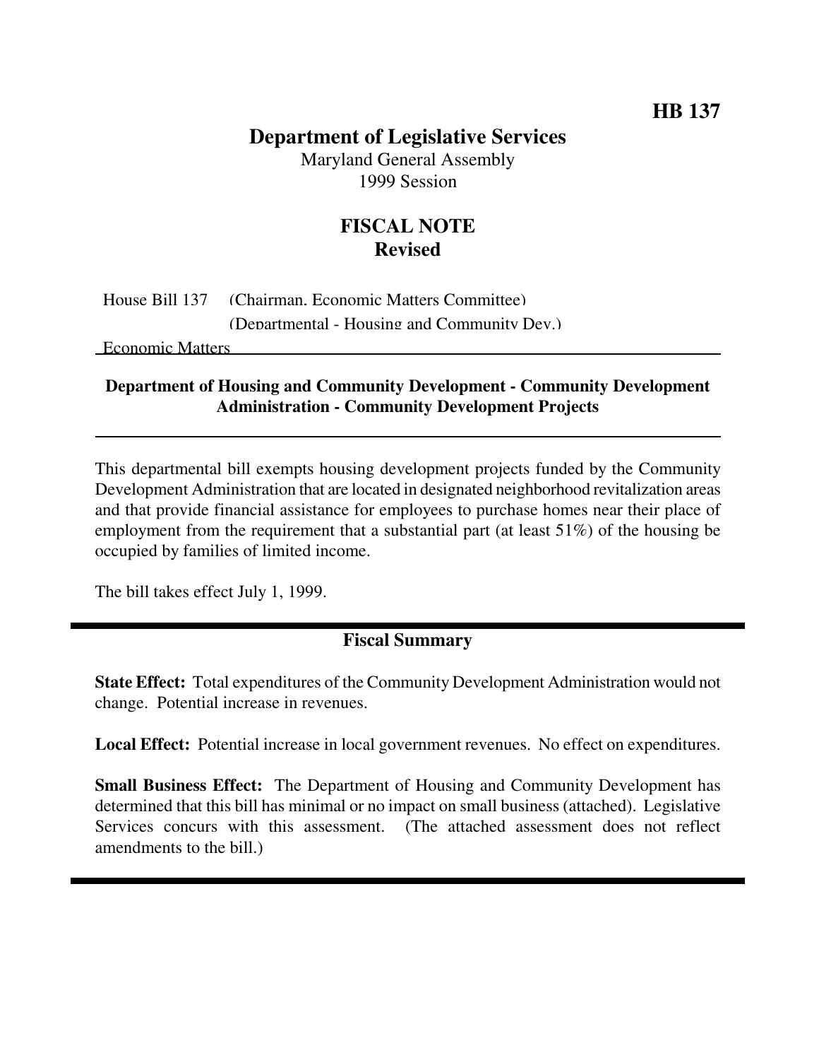**HB 137**

# Department of Legislative Services

Maryland General Assembly
1999 Session

## FISCAL NOTE
**Revised**

House Bill 137 (Chairman, Economic Matters Committee)
(Departmental - Housing and Community Dev.)
Economic Matters

---

**Department of Housing and Community Development - Community Development Administration - Community Development Projects**

---

This departmental bill exempts housing development projects funded by the Community Development Administration that are located in designated neighborhood revitalization areas and that provide financial assistance for employees to purchase homes near their place of employment from the requirement that a substantial part (at least 51%) of the housing be occupied by families of limited income.

The bill takes effect July 1, 1999.

---

## Fiscal Summary

**State Effect:** Total expenditures of the Community Development Administration would not change. Potential increase in revenues.

**Local Effect:** Potential increase in local government revenues. No effect on expenditures.

**Small Business Effect:** The Department of Housing and Community Development has determined that this bill has minimal or no impact on small business (attached). Legislative Services concurs with this assessment. (The attached assessment does not reflect amendments to the bill.)

---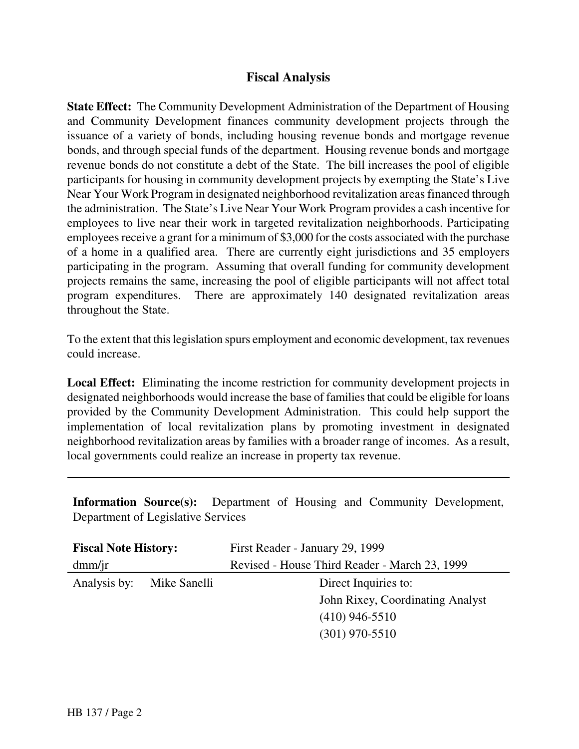## Fiscal Analysis

**State Effect:** The Community Development Administration of the Department of Housing and Community Development finances community development projects through the issuance of a variety of bonds, including housing revenue bonds and mortgage revenue bonds, and through special funds of the department. Housing revenue bonds and mortgage revenue bonds do not constitute a debt of the State. The bill increases the pool of eligible participants for housing in community development projects by exempting the State's Live Near Your Work Program in designated neighborhood revitalization areas financed through the administration. The State's Live Near Your Work Program provides a cash incentive for employees to live near their work in targeted revitalization neighborhoods. Participating employees receive a grant for a minimum of $3,000 for the costs associated with the purchase of a home in a qualified area. There are currently eight jurisdictions and 35 employers participating in the program. Assuming that overall funding for community development projects remains the same, increasing the pool of eligible participants will not affect total program expenditures. There are approximately 140 designated revitalization areas throughout the State.

To the extent that this legislation spurs employment and economic development, tax revenues could increase.

**Local Effect:** Eliminating the income restriction for community development projects in designated neighborhoods would increase the base of families that could be eligible for loans provided by the Community Development Administration. This could help support the implementation of local revitalization plans by promoting investment in designated neighborhood revitalization areas by families with a broader range of incomes. As a result, local governments could realize an increase in property tax revenue.

---

**Information Source(s):** Department of Housing and Community Development, Department of Legislative Services

| | |
|---|---|
| **Fiscal Note History:** | First Reader - January 29, 1999 |
| dmm/jr | Revised - House Third Reader - March 23, 1999 |

Analysis by: Mike Sanelli

Direct Inquiries to:
John Rixey, Coordinating Analyst
(410) 946-5510
(301) 970-5510